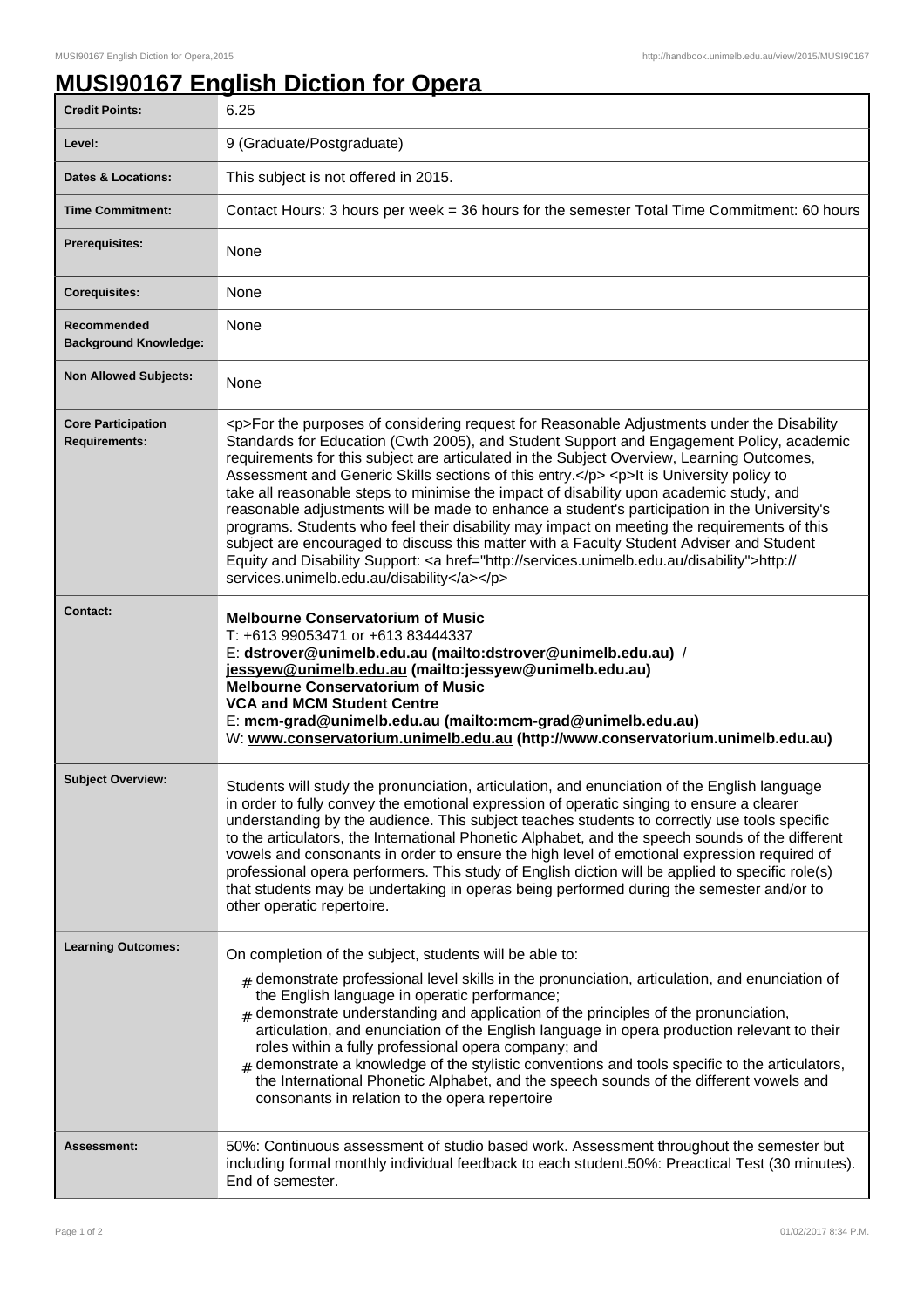# MUSI90167 English Diction for Opera

| | |
|---|---|
| **Credit Points:** | 6.25 |
| **Level:** | 9 (Graduate/Postgraduate) |
| **Dates & Locations:** | This subject is not offered in 2015. |
| **Time Commitment:** | Contact Hours: 3 hours per week = 36 hours for the semester Total Time Commitment: 60 hours |
| **Prerequisites:** | None |
| **Corequisites:** | None |
| **Recommended Background Knowledge:** | None |
| **Non Allowed Subjects:** | None |
| **Core Participation Requirements:** | <p>For the purposes of considering request for Reasonable Adjustments under the Disability Standards for Education (Cwth 2005), and Student Support and Engagement Policy, academic requirements for this subject are articulated in the Subject Overview, Learning Outcomes, Assessment and Generic Skills sections of this entry.</p> <p>It is University policy to take all reasonable steps to minimise the impact of disability upon academic study, and reasonable adjustments will be made to enhance a student's participation in the University's programs. Students who feel their disability may impact on meeting the requirements of this subject are encouraged to discuss this matter with a Faculty Student Adviser and Student Equity and Disability Support: <a href="http://services.unimelb.edu.au/disability">http://services.unimelb.edu.au/disability</a></p> |
| **Contact:** | **Melbourne Conservatorium of Music**<br>T: +613 99053471 or +613 83444337<br>E: **dstrover@unimelb.edu.au (mailto:dstrover@unimelb.edu.au)** / **jessyew@unimelb.edu.au (mailto:jessyew@unimelb.edu.au)**<br>**Melbourne Conservatorium of Music**<br>**VCA and MCM Student Centre**<br>E: **mcm-grad@unimelb.edu.au (mailto:mcm-grad@unimelb.edu.au)**<br>W: **www.conservatorium.unimelb.edu.au (http://www.conservatorium.unimelb.edu.au)** |
| **Subject Overview:** | Students will study the pronunciation, articulation, and enunciation of the English language in order to fully convey the emotional expression of operatic singing to ensure a clearer understanding by the audience. This subject teaches students to correctly use tools specific to the articulators, the International Phonetic Alphabet, and the speech sounds of the different vowels and consonants in order to ensure the high level of emotional expression required of professional opera performers. This study of English diction will be applied to specific role(s) that students may be undertaking in operas being performed during the semester and/or to other operatic repertoire. |
| **Learning Outcomes:** | On completion of the subject, students will be able to:<br># demonstrate professional level skills in the pronunciation, articulation, and enunciation of the English language in operatic performance;<br># demonstrate understanding and application of the principles of the pronunciation, articulation, and enunciation of the English language in opera production relevant to their roles within a fully professional opera company; and<br># demonstrate a knowledge of the stylistic conventions and tools specific to the articulators, the International Phonetic Alphabet, and the speech sounds of the different vowels and consonants in relation to the opera repertoire |
| **Assessment:** | 50%: Continuous assessment of studio based work. Assessment throughout the semester but including formal monthly individual feedback to each student.50%: Preactical Test (30 minutes). End of semester. |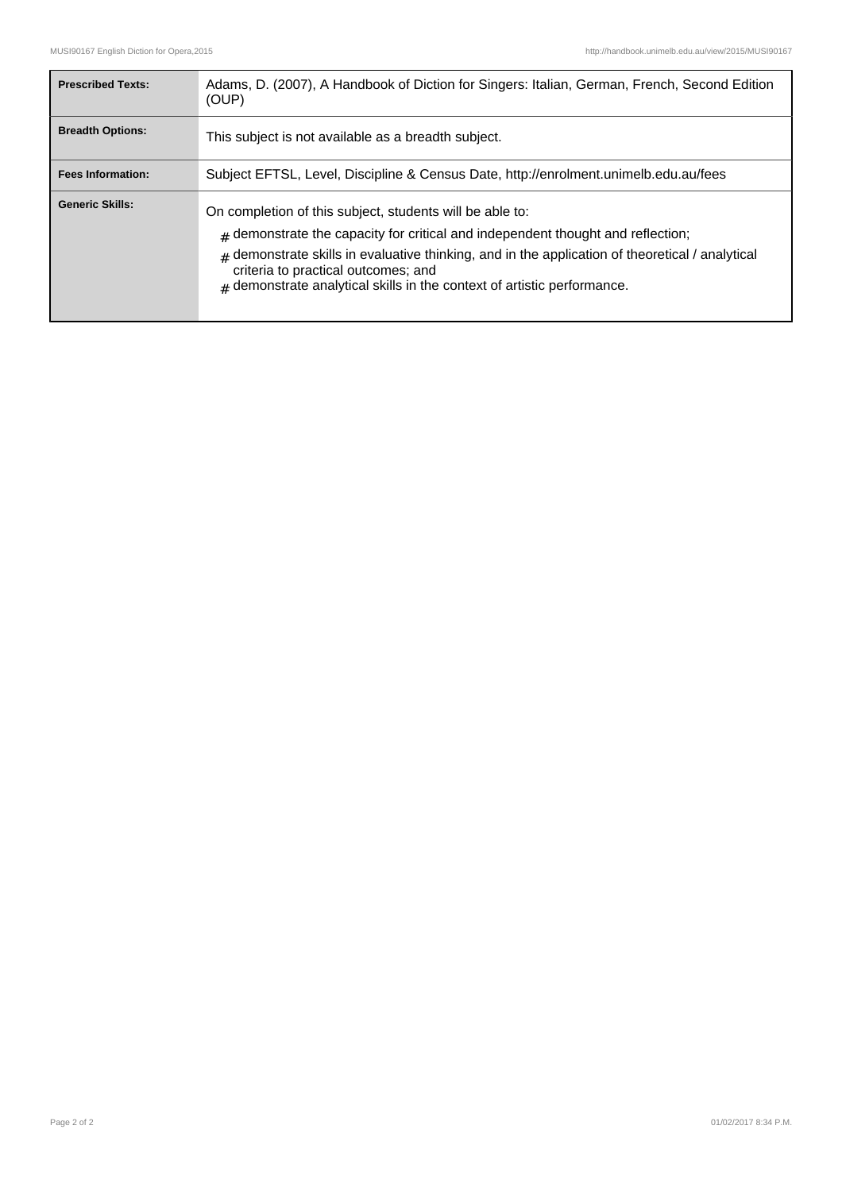| | |
|---|---|
| **Prescribed Texts:** | Adams, D. (2007), A Handbook of Diction for Singers: Italian, German, French, Second Edition (OUP) |
| **Breadth Options:** | This subject is not available as a breadth subject. |
| **Fees Information:** | Subject EFTSL, Level, Discipline & Census Date, http://enrolment.unimelb.edu.au/fees |
| **Generic Skills:** | On completion of this subject, students will be able to:<br># demonstrate the capacity for critical and independent thought and reflection;<br># demonstrate skills in evaluative thinking, and in the application of theoretical / analytical criteria to practical outcomes; and<br># demonstrate analytical skills in the context of artistic performance. |